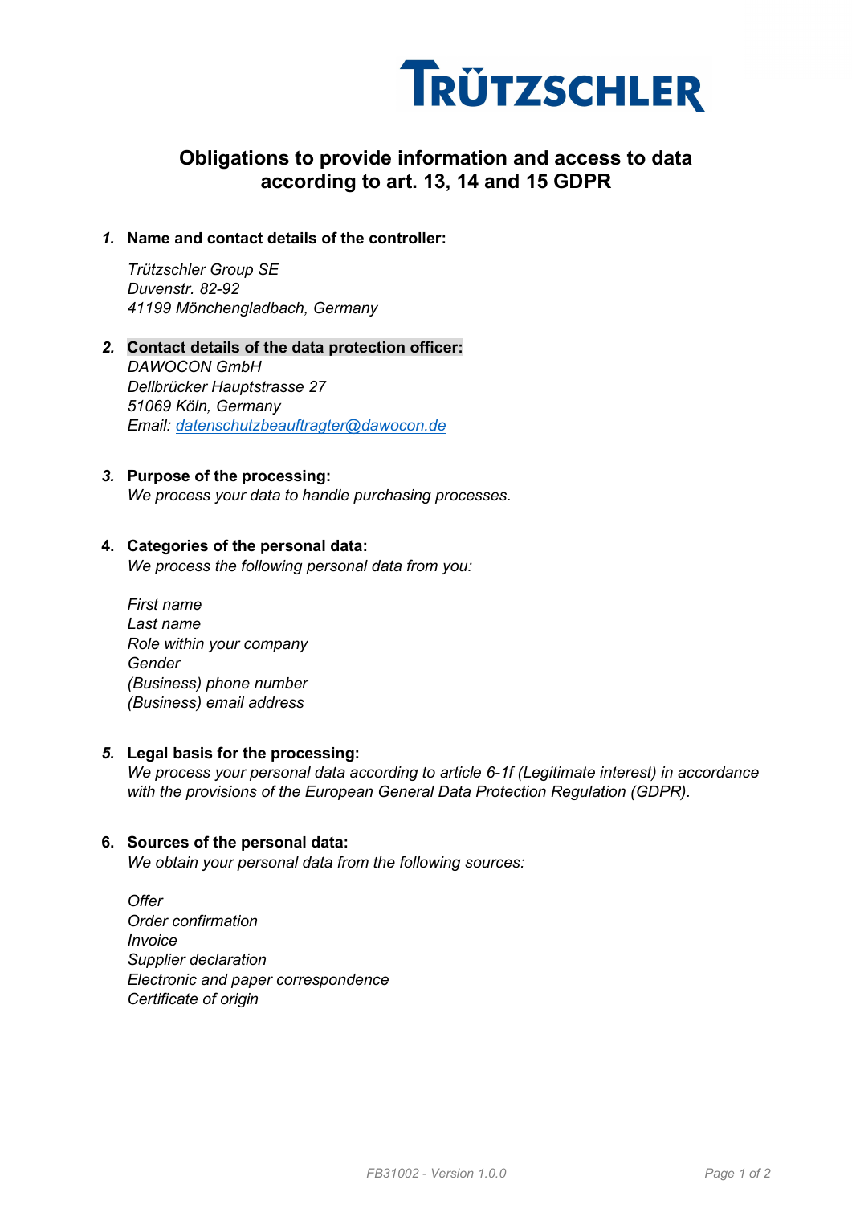TRÜTZSCHLER

# Obligations to provide information and access to data according to art. 13, 14 and 15 GDPR

1. **Name and contact details of the controller:**

   *Trützschler Group SE*
   *Duvenstr. 82-92*
   *41199 Mönchengladbach, Germany*

2. **Contact details of the data protection officer:**
   *DAWOCON GmbH*
   *Dellbrücker Hauptstrasse 27*
   *51069 Köln, Germany*
   *Email: datenschutzbeauftragter@dawocon.de*

3. **Purpose of the processing:**
   *We process your data to handle purchasing processes.*

4. **Categories of the personal data:**
   *We process the following personal data from you:*

   *First name*
   *Last name*
   *Role within your company*
   *Gender*
   *(Business) phone number*
   *(Business) email address*

5. **Legal basis for the processing:**
   *We process your personal data according to article 6-1f (Legitimate interest) in accordance with the provisions of the European General Data Protection Regulation (GDPR).*

6. **Sources of the personal data:**
   *We obtain your personal data from the following sources:*

   *Offer*
   *Order confirmation*
   *Invoice*
   *Supplier declaration*
   *Electronic and paper correspondence*
   *Certificate of origin*

FB31002 - Version 1.0.0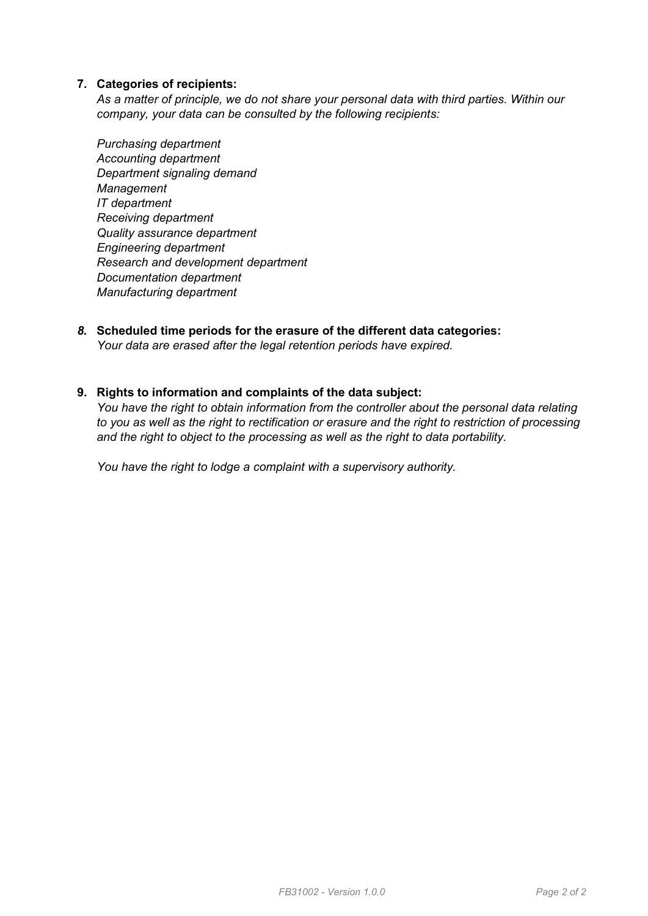7. **Categories of recipients:**
   *As a matter of principle, we do not share your personal data with third parties. Within our company, your data can be consulted by the following recipients:*

   *Purchasing department*
   *Accounting department*
   *Department signaling demand*
   *Management*
   *IT department*
   *Receiving department*
   *Quality assurance department*
   *Engineering department*
   *Research and development department*
   *Documentation department*
   *Manufacturing department*

8. **Scheduled time periods for the erasure of the different data categories:**
   *Your data are erased after the legal retention periods have expired.*

9. **Rights to information and complaints of the data subject:**
   *You have the right to obtain information from the controller about the personal data relating to you as well as the right to rectification or erasure and the right to restriction of processing and the right to object to the processing as well as the right to data portability.*

   *You have the right to lodge a complaint with a supervisory authority.*